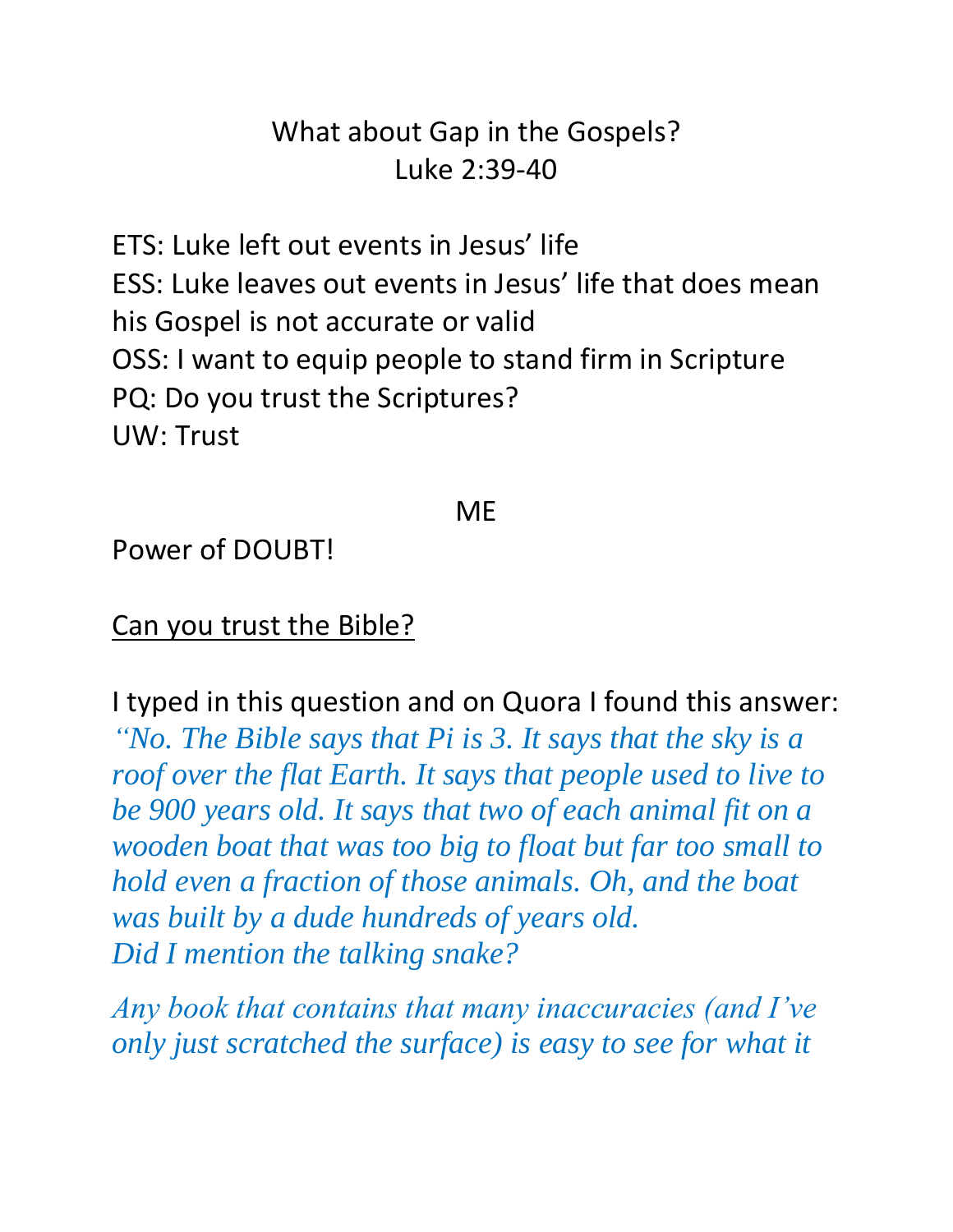# What about Gap in the Gospels?
## Luke 2:39-40

ETS: Luke left out events in Jesus' life
ESS: Luke leaves out events in Jesus' life that does mean his Gospel is not accurate or valid
OSS: I want to equip people to stand firm in Scripture
PQ: Do you trust the Scriptures?
UW: Trust

ME

Power of DOUBT!

<u>Can you trust the Bible?</u>

I typed in this question and on Quora I found this answer:
*"No. The Bible says that Pi is 3. It says that the sky is a roof over the flat Earth. It says that people used to live to be 900 years old. It says that two of each animal fit on a wooden boat that was too big to float but far too small to hold even a fraction of those animals. Oh, and the boat was built by a dude hundreds of years old.*
*Did I mention the talking snake?*

*Any book that contains that many inaccuracies (and I've only just scratched the surface) is easy to see for what it*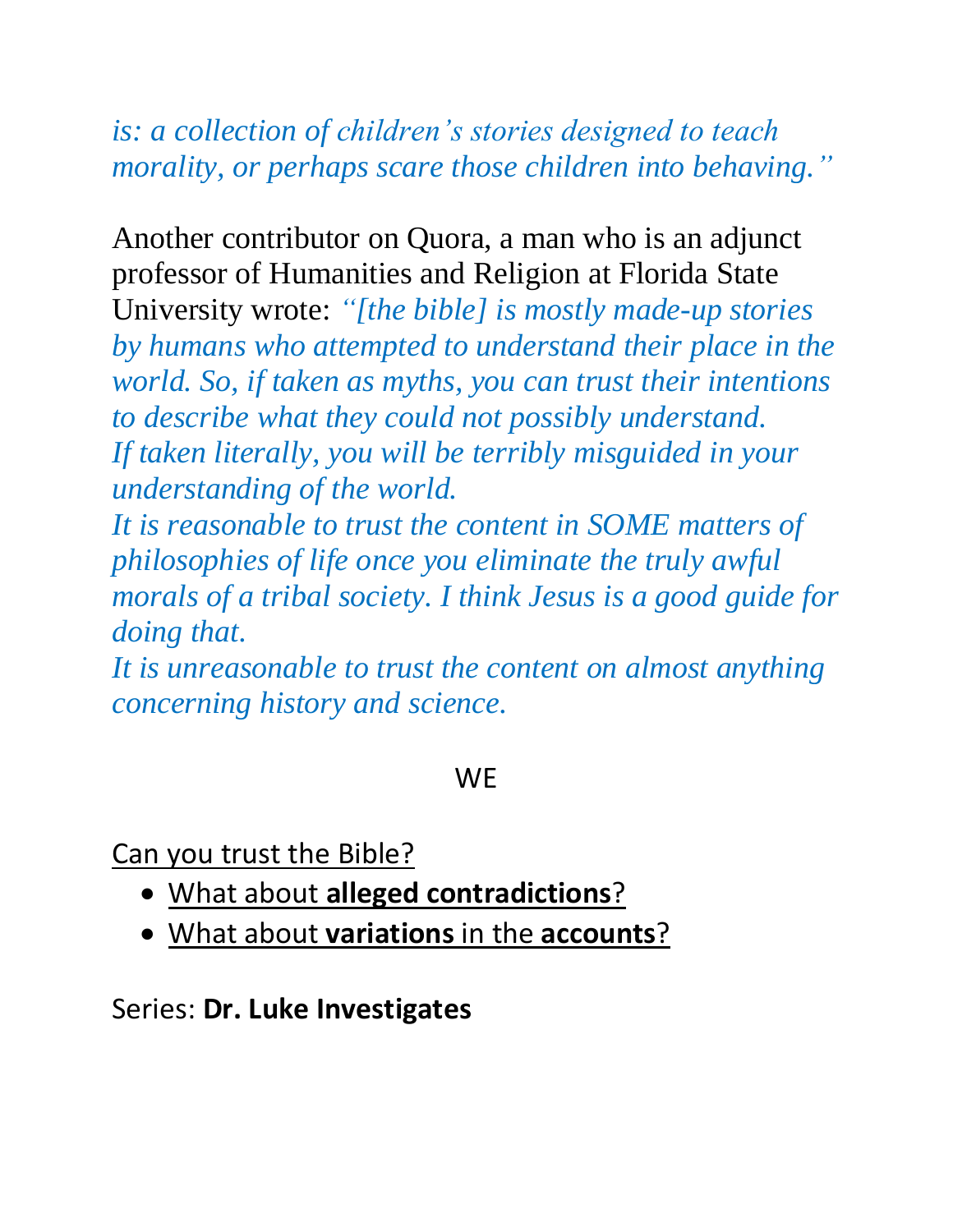*is: a collection of children's stories designed to teach morality, or perhaps scare those children into behaving."*

Another contributor on Quora, a man who is an adjunct professor of Humanities and Religion at Florida State University wrote: *"[the bible] is mostly made-up stories by humans who attempted to understand their place in the world. So, if taken as myths, you can trust their intentions to describe what they could not possibly understand.*
*If taken literally, you will be terribly misguided in your understanding of the world.*
*It is reasonable to trust the content in SOME matters of philosophies of life once you eliminate the truly awful morals of a tribal society. I think Jesus is a good guide for doing that.*
*It is unreasonable to trust the content on almost anything concerning history and science.*

WE

<u>Can you trust the Bible?</u>

- <u>What about **alleged contradictions**?</u>
- <u>What about **variations** in the **accounts**?</u>

Series: **Dr. Luke Investigates**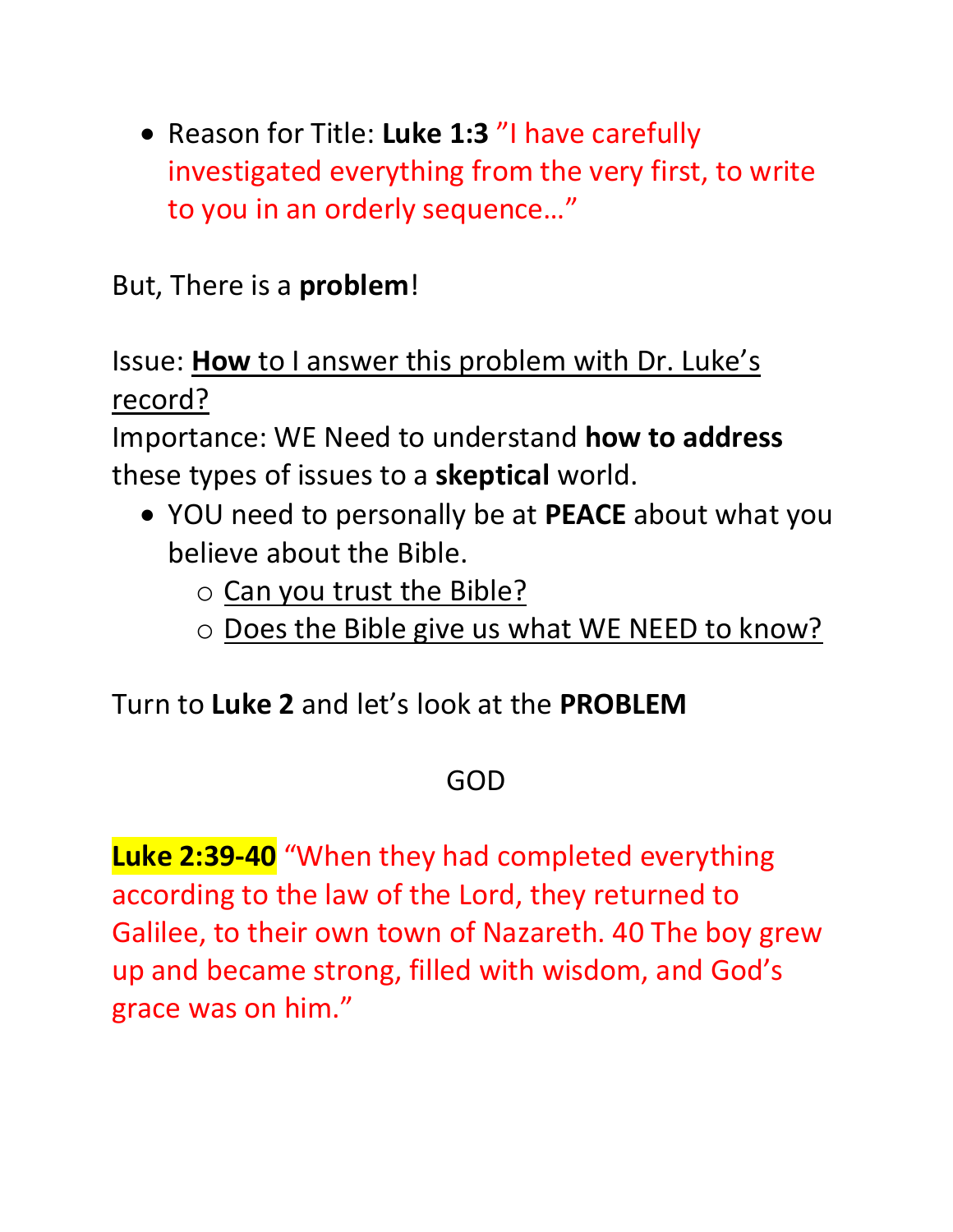- Reason for Title: **Luke 1:3** ”I have carefully investigated everything from the very first, to write to you in an orderly sequence…”

But, There is a **problem**!

Issue: **How** to I answer this problem with Dr. Luke’s record?
Importance: WE Need to understand **how to address** these types of issues to a **skeptical** world.

- YOU need to personally be at **PEACE** about what you believe about the Bible.
  - Can you trust the Bible?
  - Does the Bible give us what WE NEED to know?

Turn to **Luke 2** and let’s look at the **PROBLEM**

GOD

**Luke 2:39-40** “When they had completed everything according to the law of the Lord, they returned to Galilee, to their own town of Nazareth. 40 The boy grew up and became strong, filled with wisdom, and God’s grace was on him.”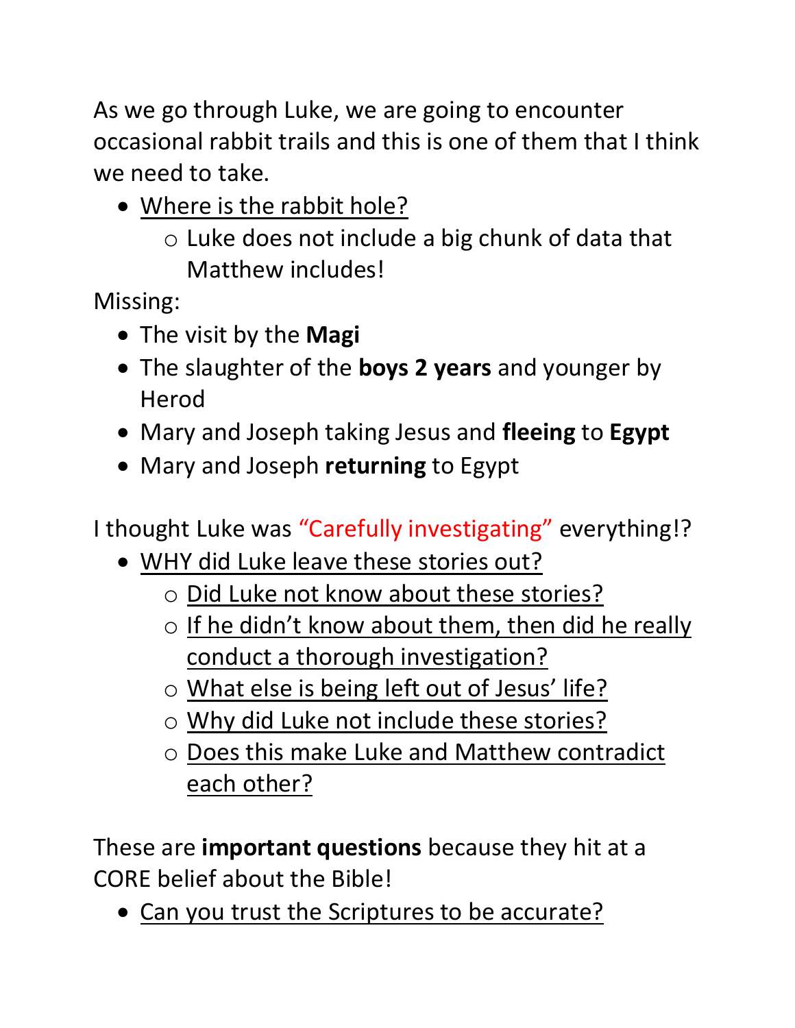As we go through Luke, we are going to encounter occasional rabbit trails and this is one of them that I think we need to take.

- <u>Where is the rabbit hole?</u>
    - Luke does not include a big chunk of data that Matthew includes!

Missing:

- The visit by the **Magi**
- The slaughter of the **boys 2 years** and younger by Herod
- Mary and Joseph taking Jesus and **fleeing** to **Egypt**
- Mary and Joseph **returning** to Egypt

I thought Luke was "Carefully investigating" everything!?

- <u>WHY did Luke leave these stories out?</u>
    - <u>Did Luke not know about these stories?</u>
    - <u>If he didn't know about them, then did he really conduct a thorough investigation?</u>
    - <u>What else is being left out of Jesus' life?</u>
    - <u>Why did Luke not include these stories?</u>
    - <u>Does this make Luke and Matthew contradict each other?</u>

These are **important questions** because they hit at a CORE belief about the Bible!

- <u>Can you trust the Scriptures to be accurate?</u>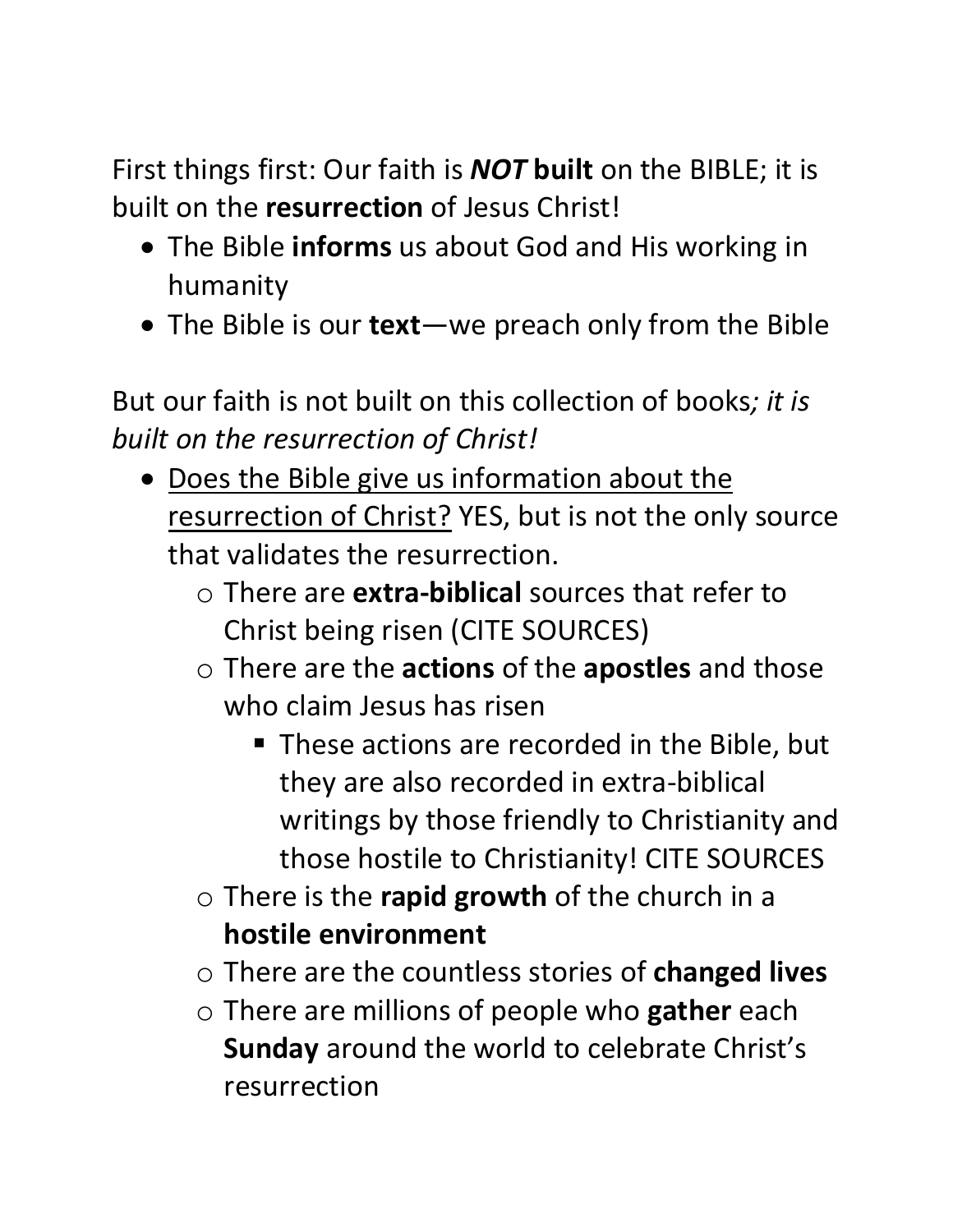First things first: Our faith is ***NOT* built** on the BIBLE; it is built on the **resurrection** of Jesus Christ!

- The Bible **informs** us about God and His working in humanity
- The Bible is our **text**—we preach only from the Bible

But our faith is not built on this collection of books*; it is built on the resurrection of Christ!*

- <u>Does the Bible give us information about the resurrection of Christ?</u> YES, but is not the only source that validates the resurrection.
    - There are **extra-biblical** sources that refer to Christ being risen (CITE SOURCES)
    - There are the **actions** of the **apostles** and those who claim Jesus has risen
        - These actions are recorded in the Bible, but they are also recorded in extra-biblical writings by those friendly to Christianity and those hostile to Christianity! CITE SOURCES
    - There is the **rapid growth** of the church in a **hostile environment**
    - There are the countless stories of **changed lives**
    - There are millions of people who **gather** each **Sunday** around the world to celebrate Christ's resurrection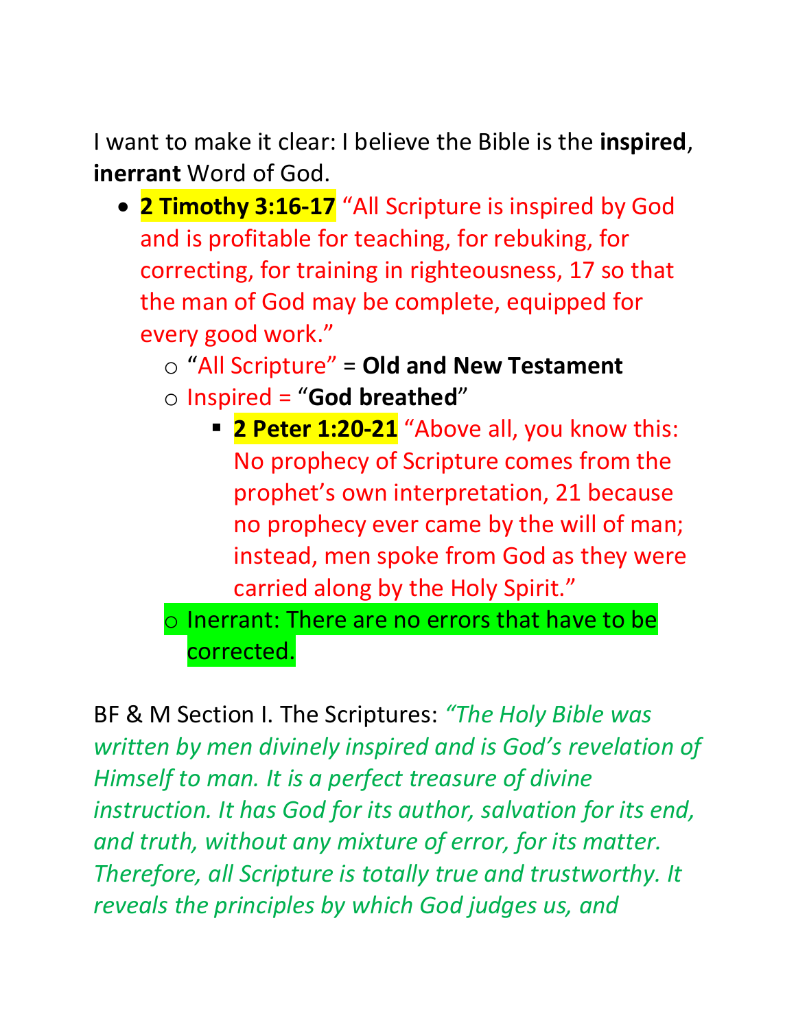I want to make it clear: I believe the Bible is the **inspired**, **inerrant** Word of God.

- **2 Timothy 3:16-17** "All Scripture is inspired by God and is profitable for teaching, for rebuking, for correcting, for training in righteousness, 17 so that the man of God may be complete, equipped for every good work."
  - "All Scripture" = **Old and New Testament**
  - Inspired = "**God breathed**"
    - **2 Peter 1:20-21** "Above all, you know this: No prophecy of Scripture comes from the prophet's own interpretation, 21 because no prophecy ever came by the will of man; instead, men spoke from God as they were carried along by the Holy Spirit."
  - Inerrant: There are no errors that have to be corrected.

BF & M Section I. The Scriptures: *"The Holy Bible was written by men divinely inspired and is God's revelation of Himself to man. It is a perfect treasure of divine instruction. It has God for its author, salvation for its end, and truth, without any mixture of error, for its matter. Therefore, all Scripture is totally true and trustworthy. It reveals the principles by which God judges us, and*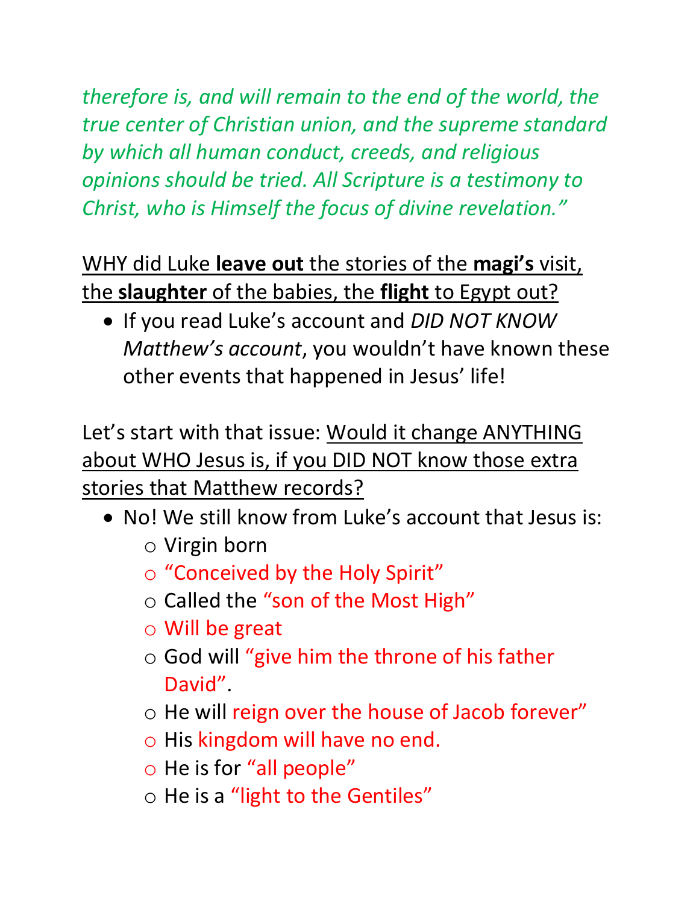*therefore is, and will remain to the end of the world, the true center of Christian union, and the supreme standard by which all human conduct, creeds, and religious opinions should be tried. All Scripture is a testimony to Christ, who is Himself the focus of divine revelation."*

WHY did Luke **leave out** the stories of the **magi's** visit, the **slaughter** of the babies, the **flight** to Egypt out?

- If you read Luke's account and *DID NOT KNOW Matthew's account*, you wouldn't have known these other events that happened in Jesus' life!

Let's start with that issue: Would it change ANYTHING about WHO Jesus is, if you DID NOT know those extra stories that Matthew records?

- No! We still know from Luke's account that Jesus is:
  - Virgin born
  - "Conceived by the Holy Spirit"
  - Called the "son of the Most High"
  - Will be great
  - God will "give him the throne of his father David".
  - He will reign over the house of Jacob forever"
  - His kingdom will have no end.
  - He is for "all people"
  - He is a "light to the Gentiles"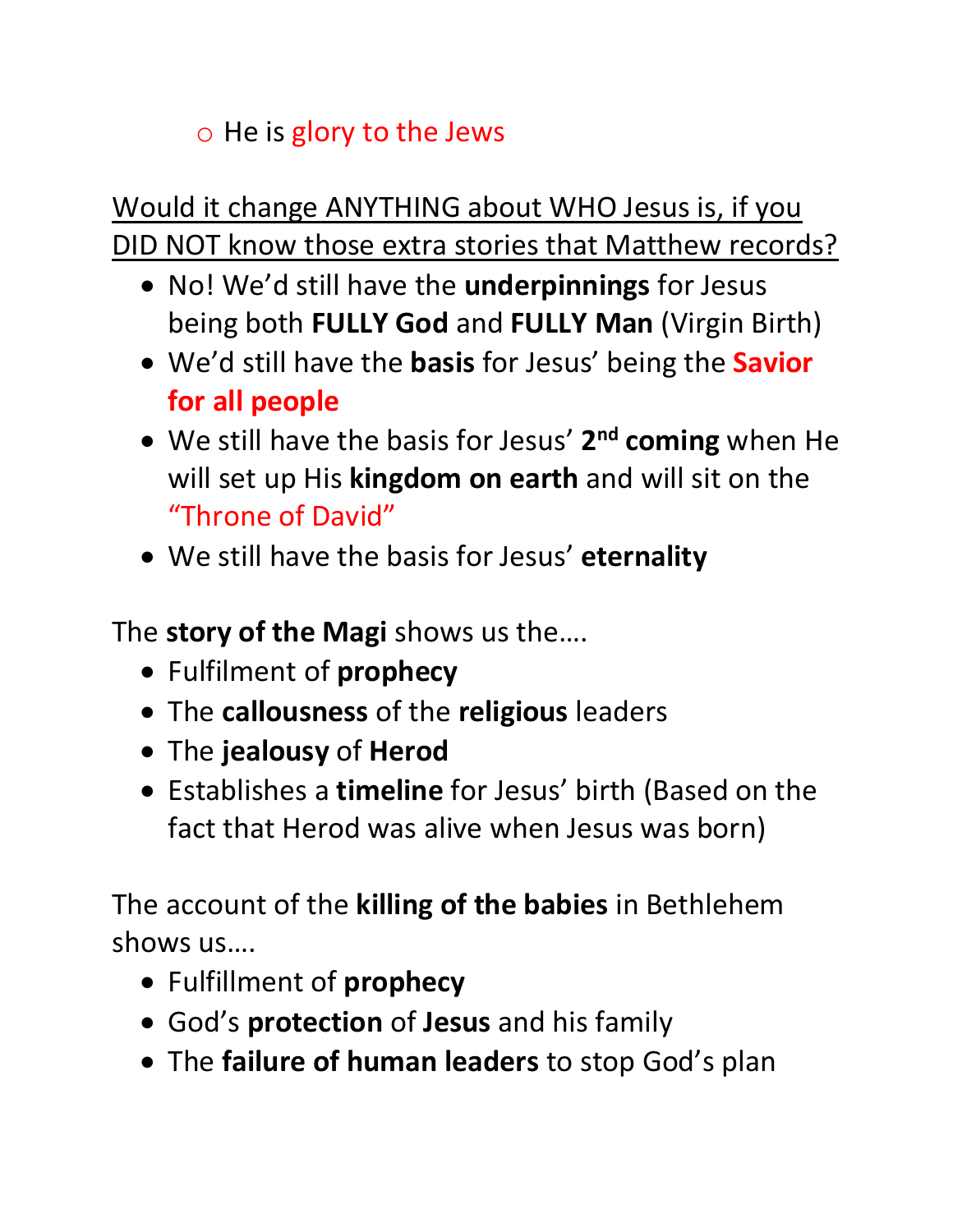- He is glory to the Jews

Would it change ANYTHING about WHO Jesus is, if you DID NOT know those extra stories that Matthew records?

- No! We'd still have the **underpinnings** for Jesus being both **FULLY God** and **FULLY Man** (Virgin Birth)
- We'd still have the **basis** for Jesus' being the **Savior for all people**
- We still have the basis for Jesus' **2nd coming** when He will set up His **kingdom on earth** and will sit on the "Throne of David"
- We still have the basis for Jesus' **eternality**

The **story of the Magi** shows us the….

- Fulfilment of **prophecy**
- The **callousness** of the **religious** leaders
- The **jealousy** of **Herod**
- Establishes a **timeline** for Jesus' birth (Based on the fact that Herod was alive when Jesus was born)

The account of the **killing of the babies** in Bethlehem shows us….

- Fulfillment of **prophecy**
- God's **protection** of **Jesus** and his family
- The **failure of human leaders** to stop God's plan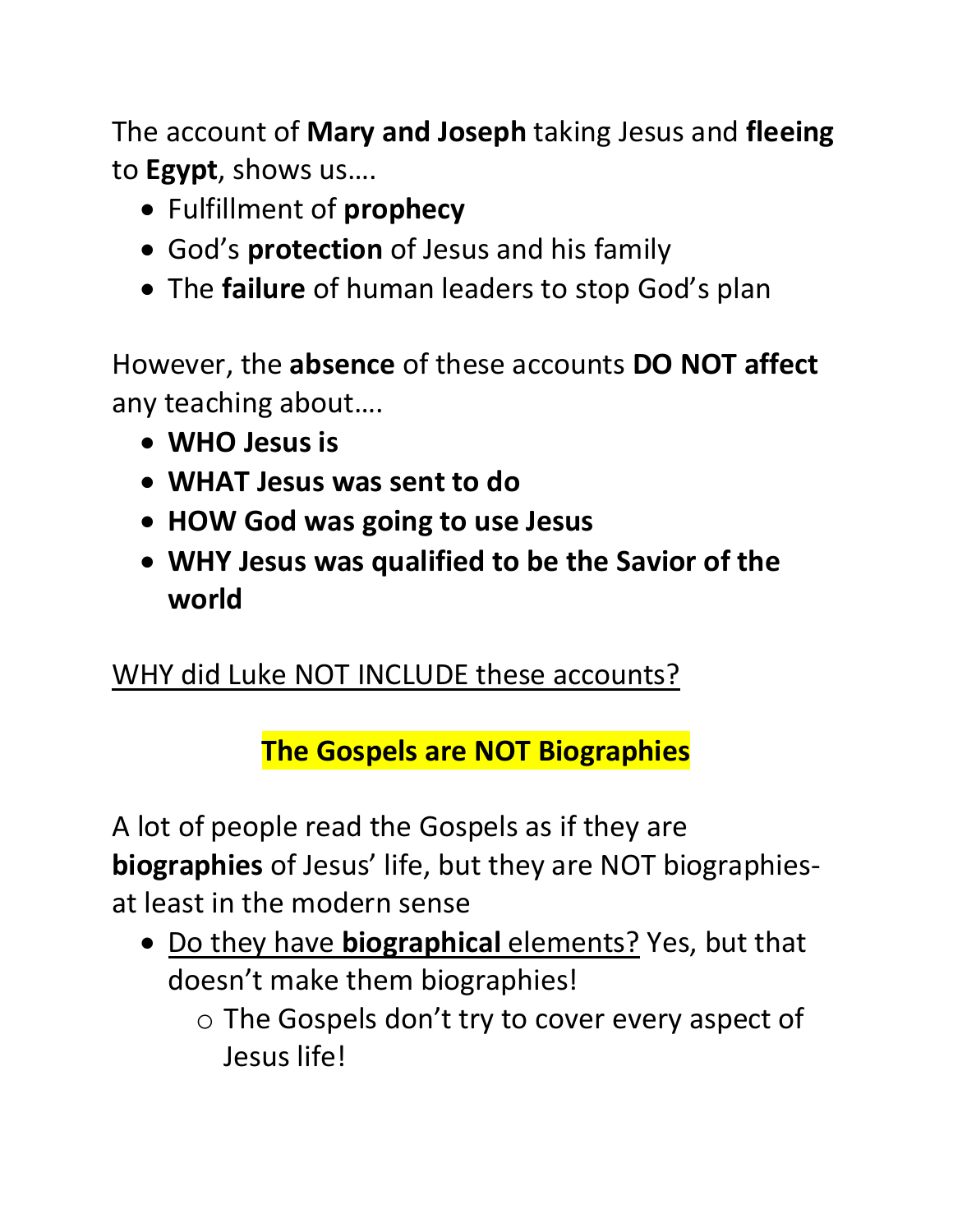The account of **Mary and Joseph** taking Jesus and **fleeing** to **Egypt**, shows us….

- Fulfillment of **prophecy**
- God's **protection** of Jesus and his family
- The **failure** of human leaders to stop God's plan

However, the **absence** of these accounts **DO NOT affect** any teaching about….

- **WHO Jesus is**
- **WHAT Jesus was sent to do**
- **HOW God was going to use Jesus**
- **WHY Jesus was qualified to be the Savior of the world**

<u>WHY did Luke NOT INCLUDE these accounts?</u>

## The Gospels are NOT Biographies

A lot of people read the Gospels as if they are **biographies** of Jesus' life, but they are NOT biographies- at least in the modern sense

- <u>Do they have **biographical** elements?</u> Yes, but that doesn't make them biographies!
    - The Gospels don't try to cover every aspect of Jesus life!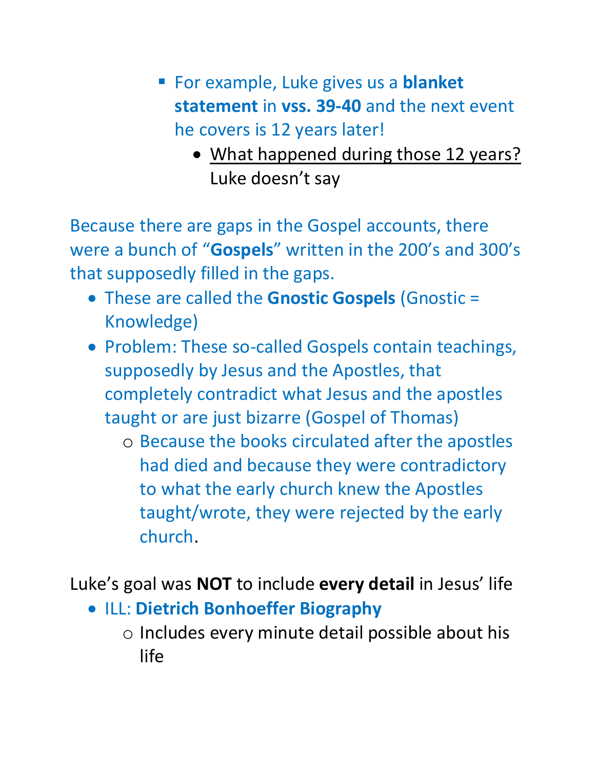- For example, Luke gives us a **blanket statement** in **vss. 39-40** and the next event he covers is 12 years later!
        - <u>What happened during those 12 years?</u> Luke doesn't say

Because there are gaps in the Gospel accounts, there were a bunch of "**Gospels**" written in the 200's and 300's that supposedly filled in the gaps.

- These are called the **Gnostic Gospels** (Gnostic = Knowledge)
- Problem: These so-called Gospels contain teachings, supposedly by Jesus and the Apostles, that completely contradict what Jesus and the apostles taught or are just bizarre (Gospel of Thomas)
  - Because the books circulated after the apostles had died and because they were contradictory to what the early church knew the Apostles taught/wrote, they were rejected by the early church.

Luke's goal was **NOT** to include **every detail** in Jesus' life

- ILL: **Dietrich Bonhoeffer Biography**
  - Includes every minute detail possible about his life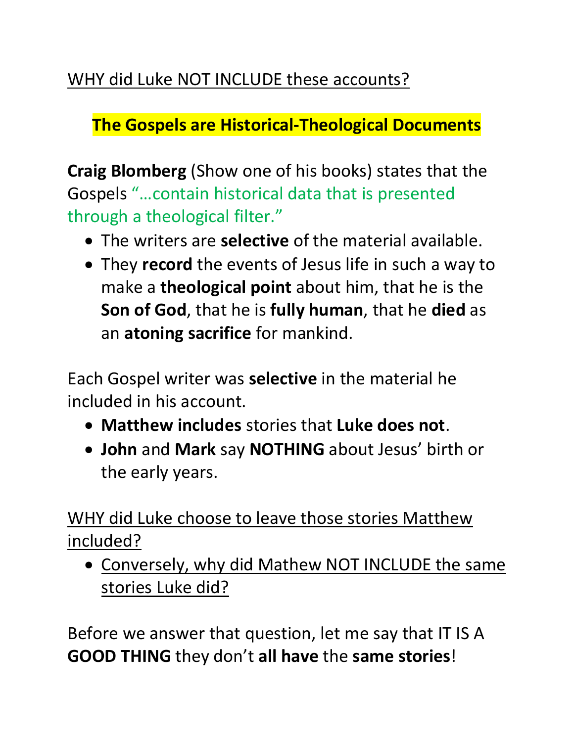WHY did Luke NOT INCLUDE these accounts?

## The Gospels are Historical-Theological Documents

**Craig Blomberg** (Show one of his books) states that the Gospels "…contain historical data that is presented through a theological filter."

- The writers are **selective** of the material available.
- They **record** the events of Jesus life in such a way to make a **theological point** about him, that he is the **Son of God**, that he is **fully human**, that he **died** as an **atoning sacrifice** for mankind.

Each Gospel writer was **selective** in the material he included in his account.

- **Matthew includes** stories that **Luke does not**.
- **John** and **Mark** say **NOTHING** about Jesus' birth or the early years.

WHY did Luke choose to leave those stories Matthew included?

- Conversely, why did Mathew NOT INCLUDE the same stories Luke did?

Before we answer that question, let me say that IT IS A **GOOD THING** they don't **all have** the **same stories**!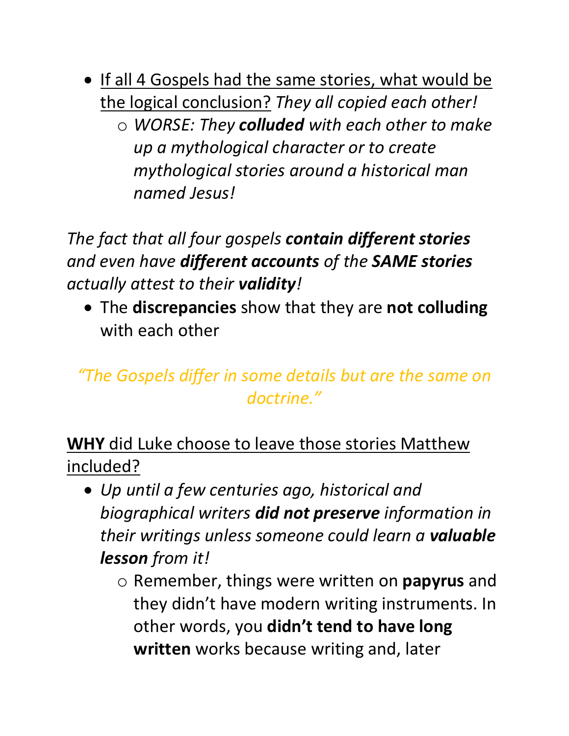- <u>If all 4 Gospels had the same stories, what would be the logical conclusion?</u> *They all copied each other!*
    - *WORSE: They **colluded** with each other to make up a mythological character or to create mythological stories around a historical man named Jesus!*

*The fact that all four gospels **contain different stories** and even have **different accounts** of the **SAME stories** actually attest to their **validity**!*

- The **discrepancies** show that they are **not colluding** with each other

*"The Gospels differ in some details but are the same on doctrine."*

<u>**WHY** did Luke choose to leave those stories Matthew included?</u>

- *Up until a few centuries ago, historical and biographical writers **did not preserve** information in their writings unless someone could learn a **valuable lesson** from it!*
    - Remember, things were written on **papyrus** and they didn't have modern writing instruments. In other words, you **didn't tend to have long written** works because writing and, later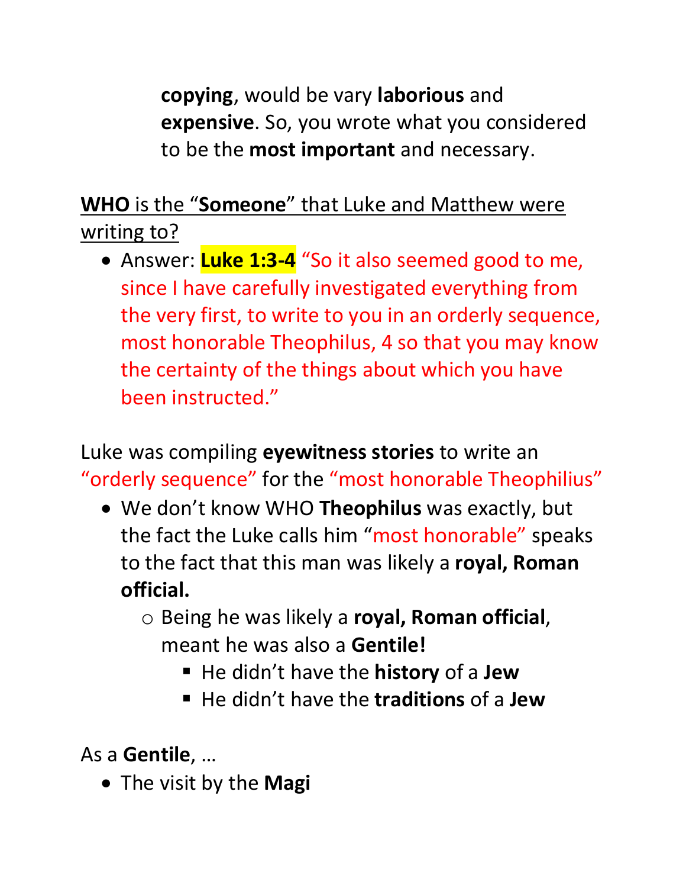**copying**, would be vary **laborious** and **expensive**. So, you wrote what you considered to be the **most important** and necessary.

<u>**WHO** is the "**Someone**" that Luke and Matthew were writing to?</u>

- Answer: **Luke 1:3-4** "So it also seemed good to me, since I have carefully investigated everything from the very first, to write to you in an orderly sequence, most honorable Theophilus, 4 so that you may know the certainty of the things about which you have been instructed."

Luke was compiling **eyewitness stories** to write an "orderly sequence" for the "most honorable Theophilius"

- We don't know WHO **Theophilus** was exactly, but the fact the Luke calls him "most honorable" speaks to the fact that this man was likely a **royal, Roman official.**
    - Being he was likely a **royal, Roman official**, meant he was also a **Gentile!**
        - He didn't have the **history** of a **Jew**
        - He didn't have the **traditions** of a **Jew**

As a **Gentile**, …

- The visit by the **Magi**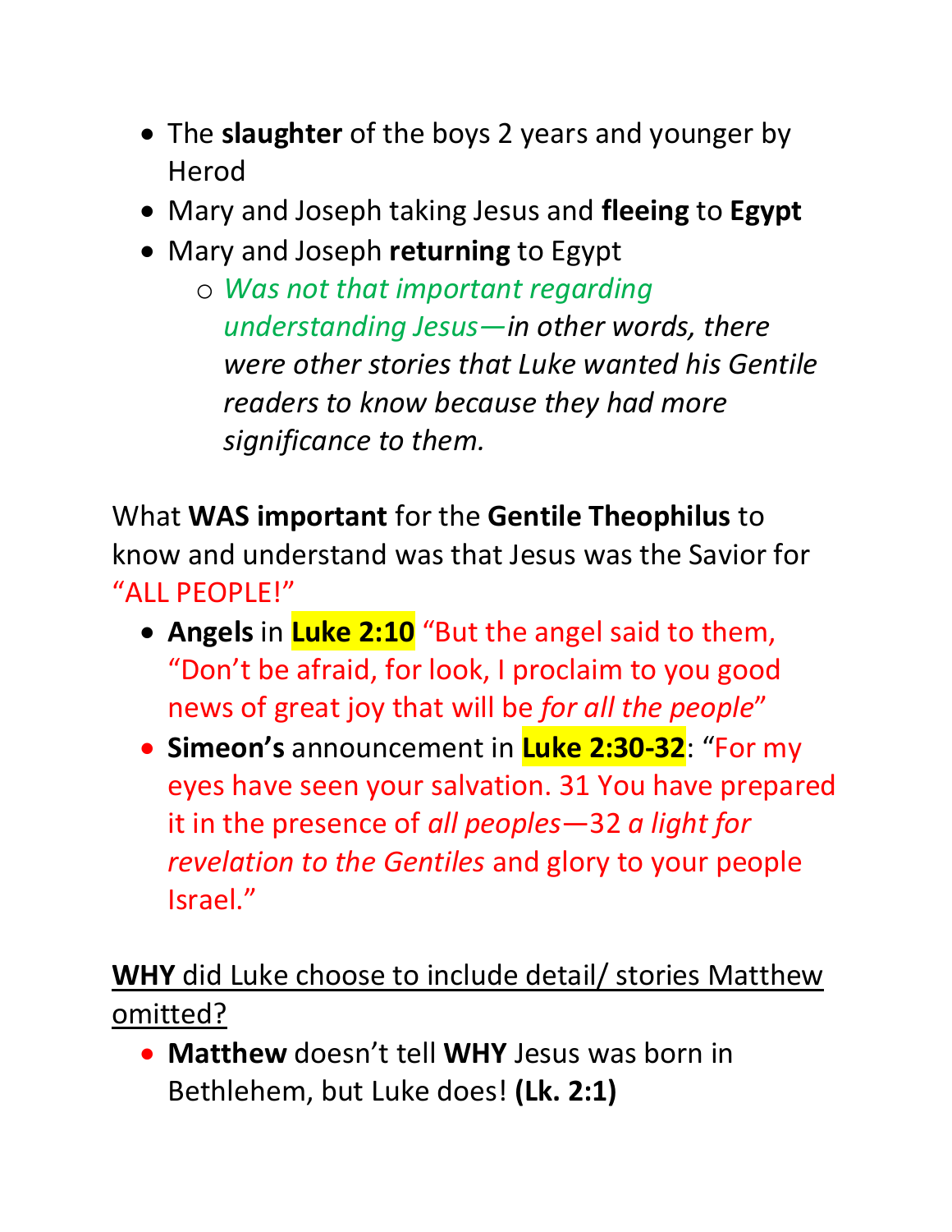- The **slaughter** of the boys 2 years and younger by Herod
- Mary and Joseph taking Jesus and **fleeing** to **Egypt**
- Mary and Joseph **returning** to Egypt
    - *Was not that important regarding understanding Jesus—in other words, there were other stories that Luke wanted his Gentile readers to know because they had more significance to them.*

What **WAS important** for the **Gentile Theophilus** to know and understand was that Jesus was the Savior for "ALL PEOPLE!"

- **Angels** in **Luke 2:10** "But the angel said to them, "Don't be afraid, for look, I proclaim to you good news of great joy that will be *for all the people*"
- **Simeon's** announcement in **Luke 2:30-32**: "For my eyes have seen your salvation. 31 You have prepared it in the presence of *all peoples*—32 *a light for revelation to the Gentiles* and glory to your people Israel."

<u>**WHY** did Luke choose to include detail/ stories Matthew omitted?</u>

- **Matthew** doesn't tell **WHY** Jesus was born in Bethlehem, but Luke does! **(Lk. 2:1)**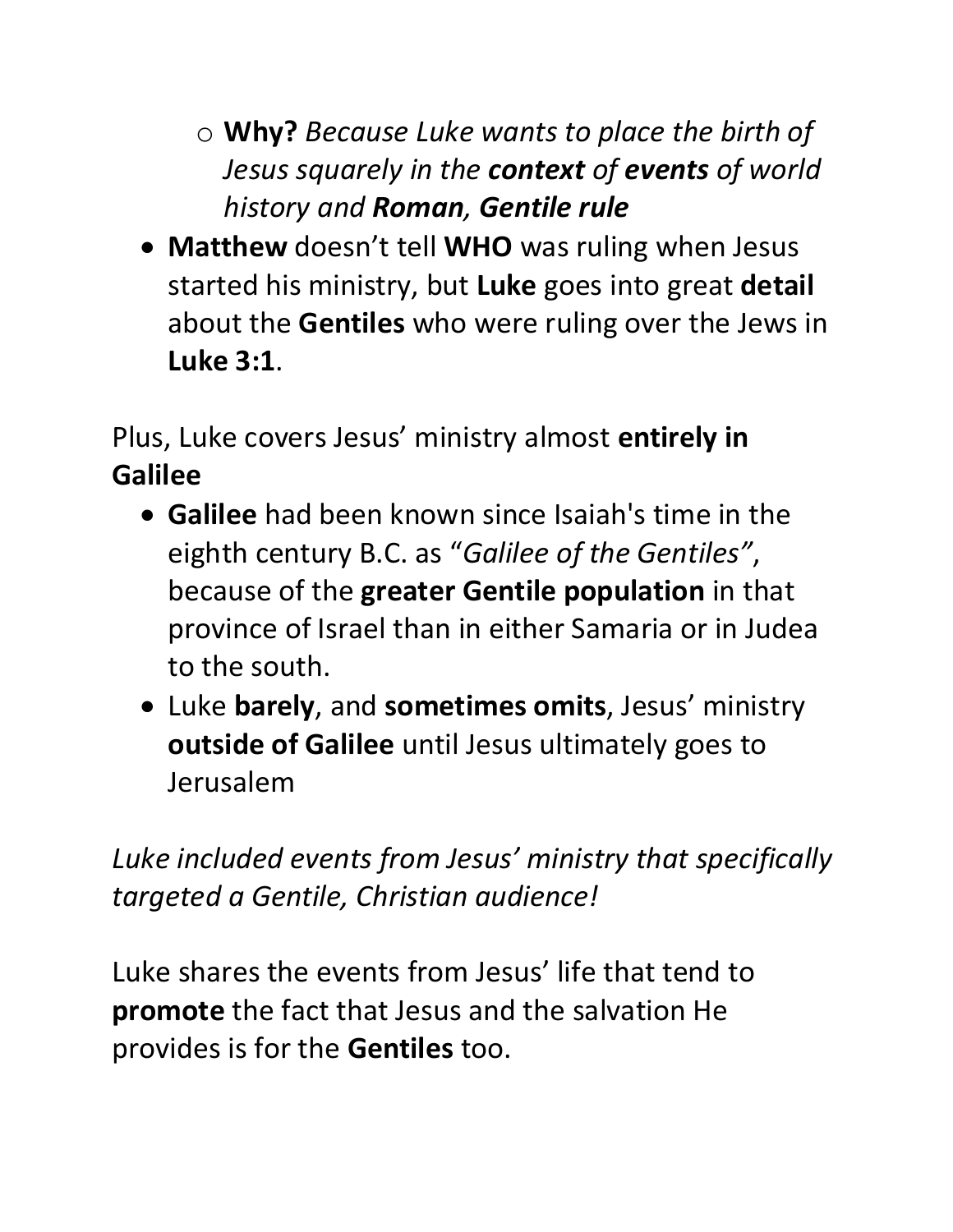- **Why?** *Because Luke wants to place the birth of Jesus squarely in the* ***context*** *of* ***events*** *of world history and* ***Roman, Gentile rule***
- **Matthew** doesn't tell **WHO** was ruling when Jesus started his ministry, but **Luke** goes into great **detail** about the **Gentiles** who were ruling over the Jews in **Luke 3:1**.

Plus, Luke covers Jesus' ministry almost **entirely in Galilee**

- **Galilee** had been known since Isaiah's time in the eighth century B.C. as "*Galilee of the Gentiles"*, because of the **greater Gentile population** in that province of Israel than in either Samaria or in Judea to the south.
- Luke **barely**, and **sometimes omits**, Jesus' ministry **outside of Galilee** until Jesus ultimately goes to Jerusalem

*Luke included events from Jesus' ministry that specifically targeted a Gentile, Christian audience!*

Luke shares the events from Jesus' life that tend to **promote** the fact that Jesus and the salvation He provides is for the **Gentiles** too.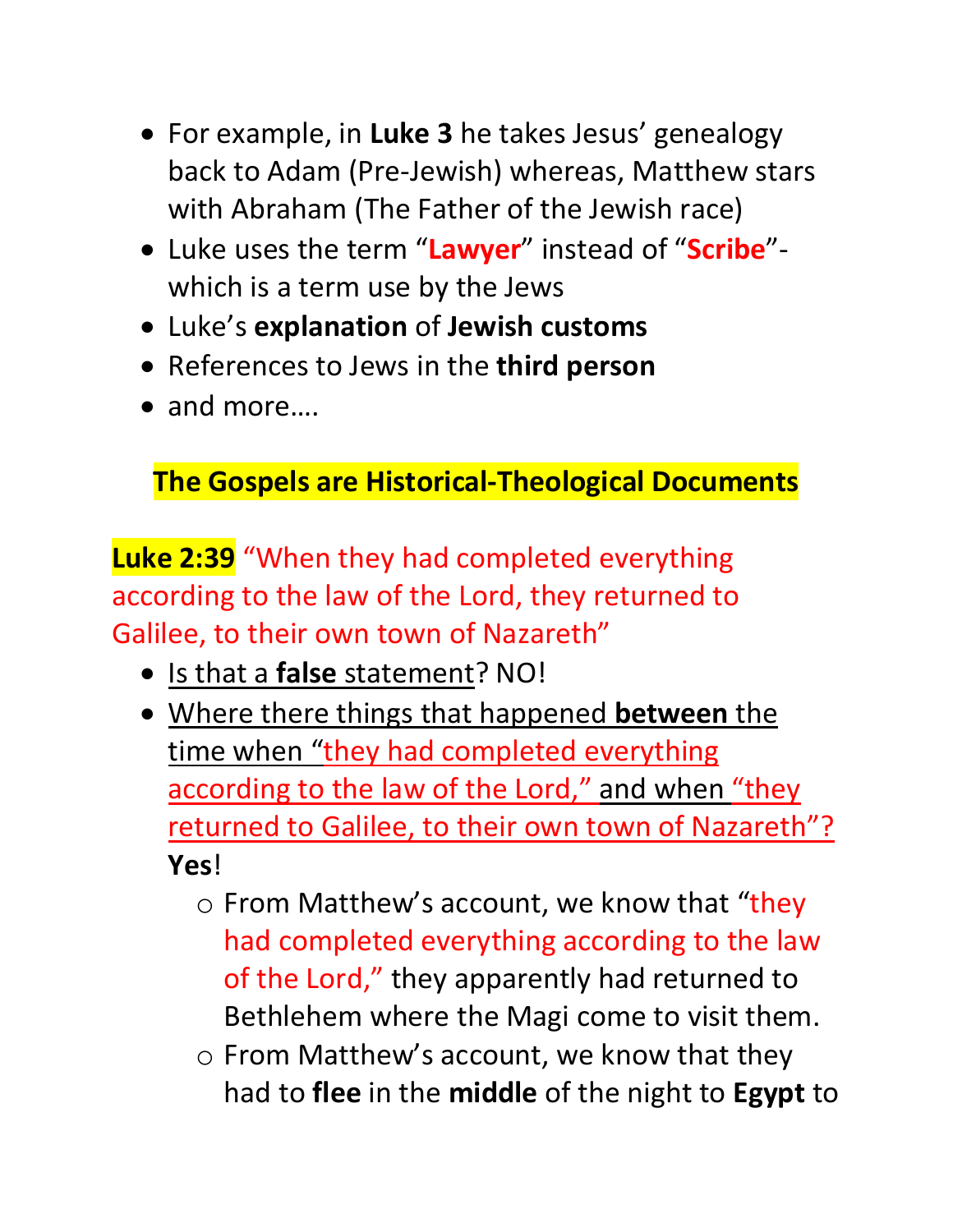- For example, in **Luke 3** he takes Jesus' genealogy back to Adam (Pre-Jewish) whereas, Matthew stars with Abraham (The Father of the Jewish race)
- Luke uses the term "**Lawyer**" instead of "**Scribe**"- which is a term use by the Jews
- Luke's **explanation** of **Jewish customs**
- References to Jews in the **third person**
- and more….

## The Gospels are Historical-Theological Documents

**Luke 2:39** "When they had completed everything according to the law of the Lord, they returned to Galilee, to their own town of Nazareth"

- Is that a **false** statement? NO!
- Where there things that happened **between** the time when "they had completed everything according to the law of the Lord," and when "they returned to Galilee, to their own town of Nazareth"? **Yes**!
  - From Matthew's account, we know that "they had completed everything according to the law of the Lord," they apparently had returned to Bethlehem where the Magi come to visit them.
  - From Matthew's account, we know that they had to **flee** in the **middle** of the night to **Egypt** to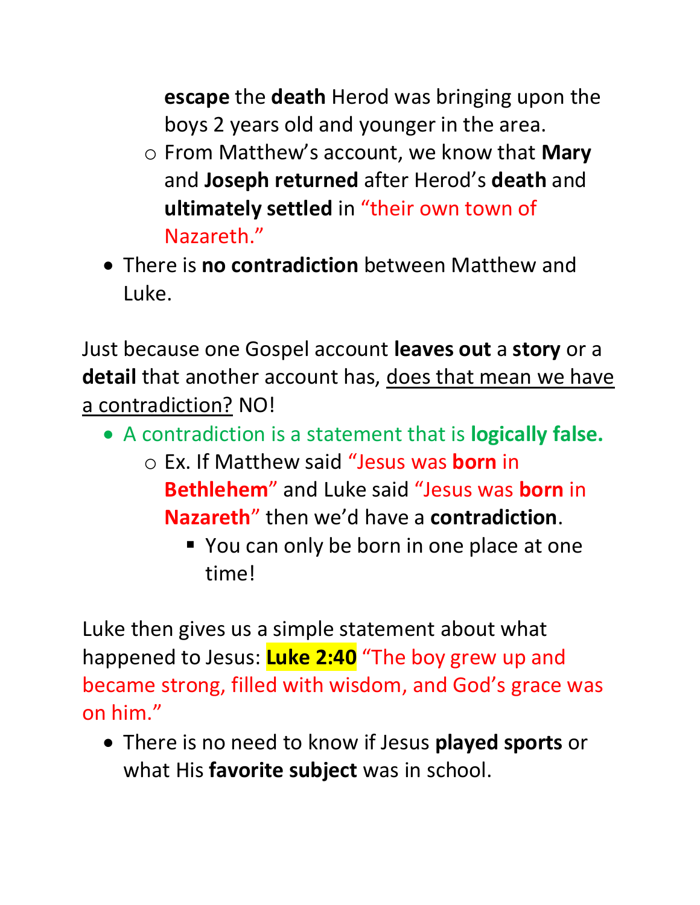**escape** the **death** Herod was bringing upon the boys 2 years old and younger in the area.
    - From Matthew's account, we know that **Mary** and **Joseph returned** after Herod's **death** and **ultimately settled** in "their own town of Nazareth."
- There is **no contradiction** between Matthew and Luke.

Just because one Gospel account **leaves out** a **story** or a **detail** that another account has, does that mean we have a contradiction? NO!

- A contradiction is a statement that is **logically false.**
    - Ex. If Matthew said "Jesus was **born** in **Bethlehem**" and Luke said "Jesus was **born** in **Nazareth**" then we'd have a **contradiction**.
        - You can only be born in one place at one time!

Luke then gives us a simple statement about what happened to Jesus: **Luke 2:40** "The boy grew up and became strong, filled with wisdom, and God's grace was on him."

- There is no need to know if Jesus **played sports** or what His **favorite subject** was in school.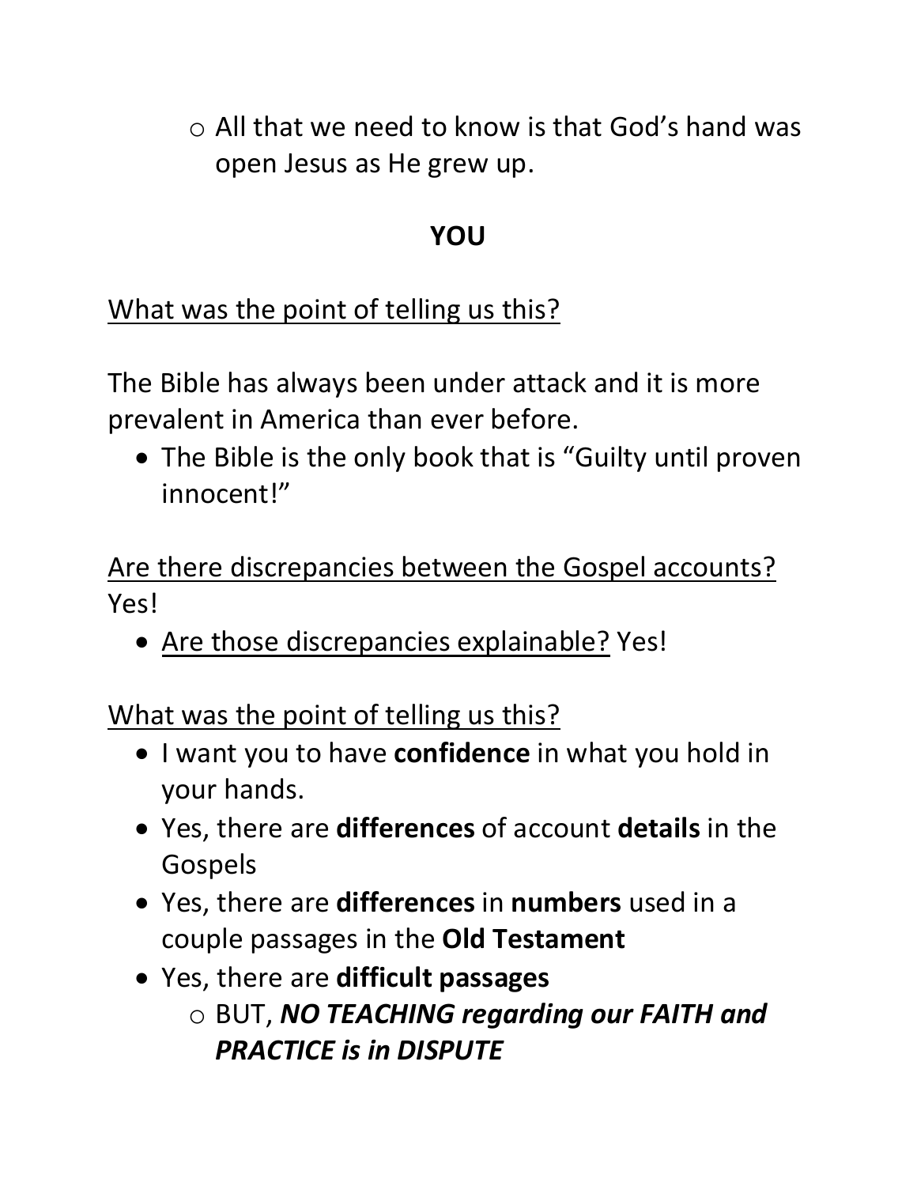- All that we need to know is that God's hand was open Jesus as He grew up.

**YOU**

<u>What was the point of telling us this?</u>

The Bible has always been under attack and it is more prevalent in America than ever before.

- The Bible is the only book that is "Guilty until proven innocent!"

<u>Are there discrepancies between the Gospel accounts?</u> Yes!

- <u>Are those discrepancies explainable?</u> Yes!

<u>What was the point of telling us this?</u>

- I want you to have **confidence** in what you hold in your hands.
- Yes, there are **differences** of account **details** in the Gospels
- Yes, there are **differences** in **numbers** used in a couple passages in the **Old Testament**
- Yes, there are **difficult passages**
  - BUT, ***NO TEACHING regarding our FAITH and PRACTICE is in DISPUTE***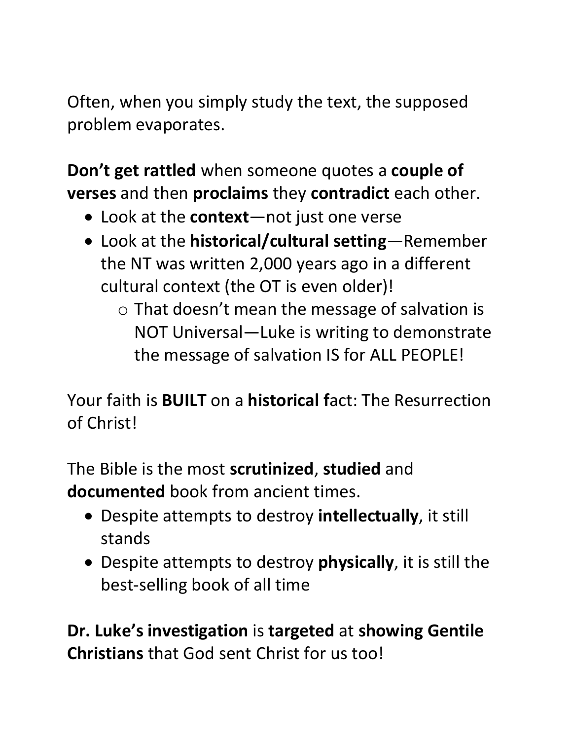Often, when you simply study the text, the supposed problem evaporates.

**Don't get rattled** when someone quotes a **couple of verses** and then **proclaims** they **contradict** each other.

- Look at the **context**—not just one verse
- Look at the **historical/cultural setting**—Remember the NT was written 2,000 years ago in a different cultural context (the OT is even older)!
    - That doesn't mean the message of salvation is NOT Universal—Luke is writing to demonstrate the message of salvation IS for ALL PEOPLE!

Your faith is **BUILT** on a **historical f**act: The Resurrection of Christ!

The Bible is the most **scrutinized**, **studied** and **documented** book from ancient times.

- Despite attempts to destroy **intellectually**, it still stands
- Despite attempts to destroy **physically**, it is still the best-selling book of all time

**Dr. Luke's investigation** is **targeted** at **showing Gentile Christians** that God sent Christ for us too!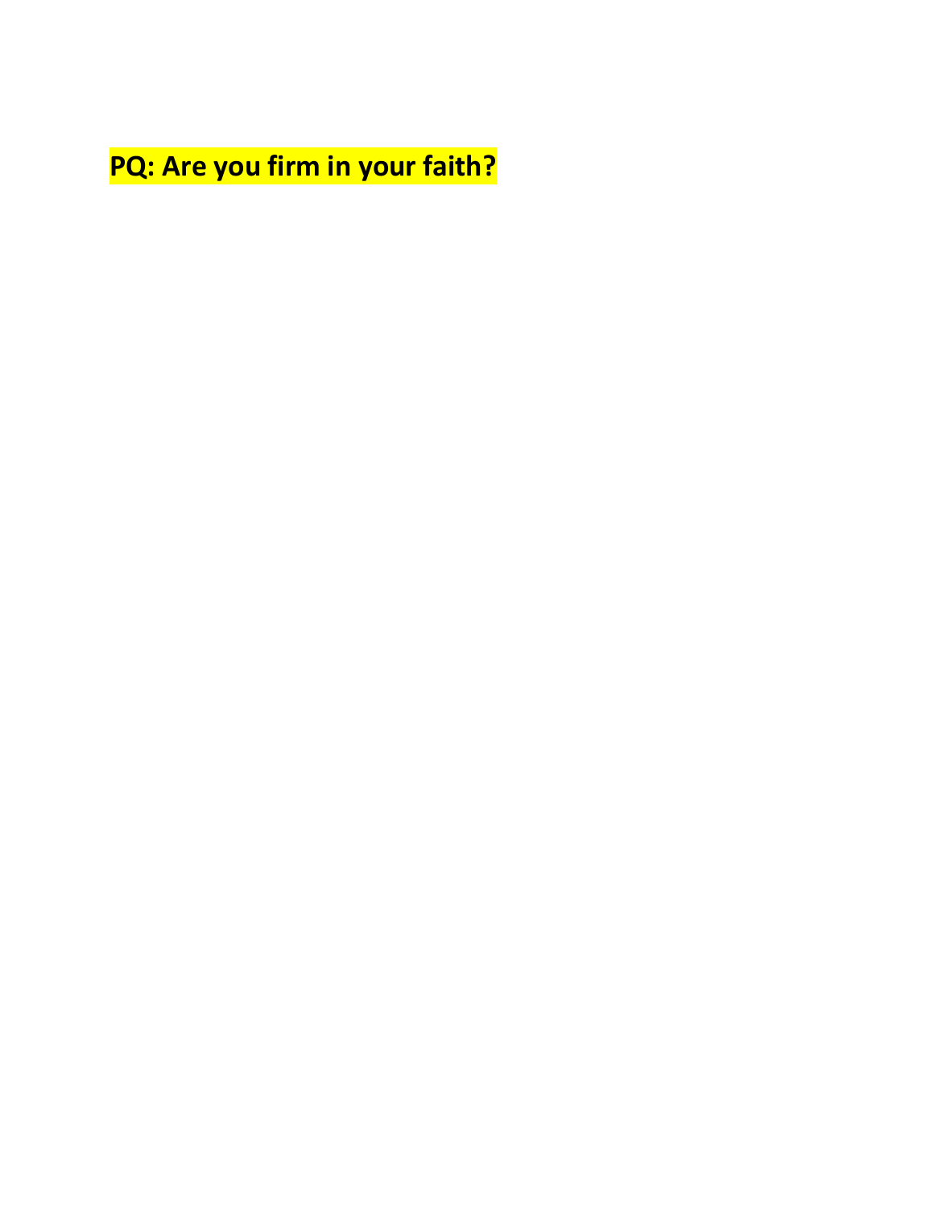**PQ: Are you firm in your faith?**